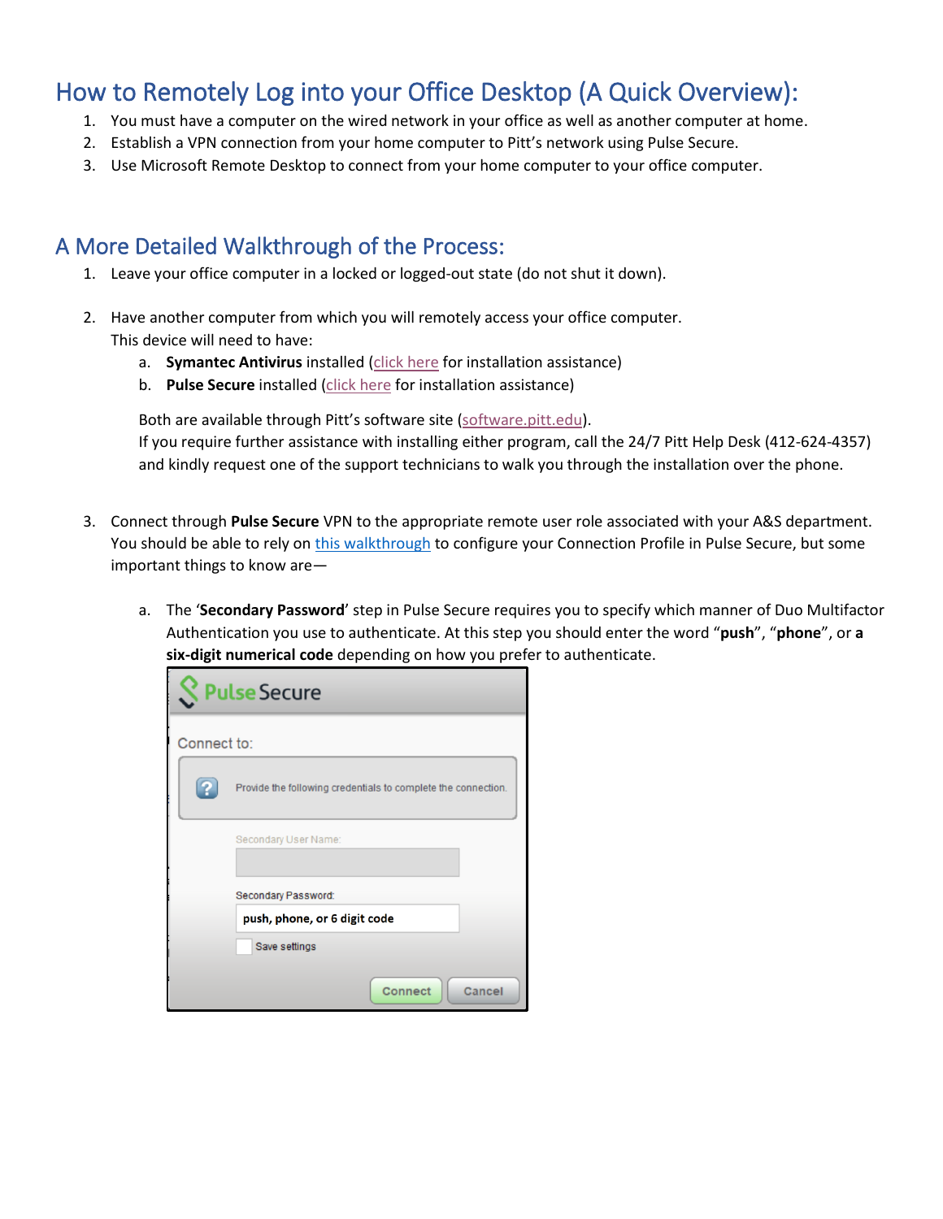## How to Remotely Log into your Office Desktop (A Quick Overview):

1. You must have a computer on the wired network in your office as well as another computer at home.
2. Establish a VPN connection from your home computer to Pitt's network using Pulse Secure.
3. Use Microsoft Remote Desktop to connect from your home computer to your office computer.

## A More Detailed Walkthrough of the Process:

1. Leave your office computer in a locked or logged-out state (do not shut it down).

2. Have another computer from which you will remotely access your office computer.
   This device will need to have:
   a. **Symantec Antivirus** installed (click here for installation assistance)
   b. **Pulse Secure** installed (click here for installation assistance)

   Both are available through Pitt's software site (software.pitt.edu).
   If you require further assistance with installing either program, call the 24/7 Pitt Help Desk (412-624-4357) and kindly request one of the support technicians to walk you through the installation over the phone.

3. Connect through **Pulse Secure** VPN to the appropriate remote user role associated with your A&S department. You should be able to rely on this walkthrough to configure your Connection Profile in Pulse Secure, but some important things to know are—

   a. The '**Secondary Password**' step in Pulse Secure requires you to specify which manner of Duo Multifactor Authentication you use to authenticate. At this step you should enter the word "**push**", "**phone**", or **a six-digit numerical code** depending on how you prefer to authenticate.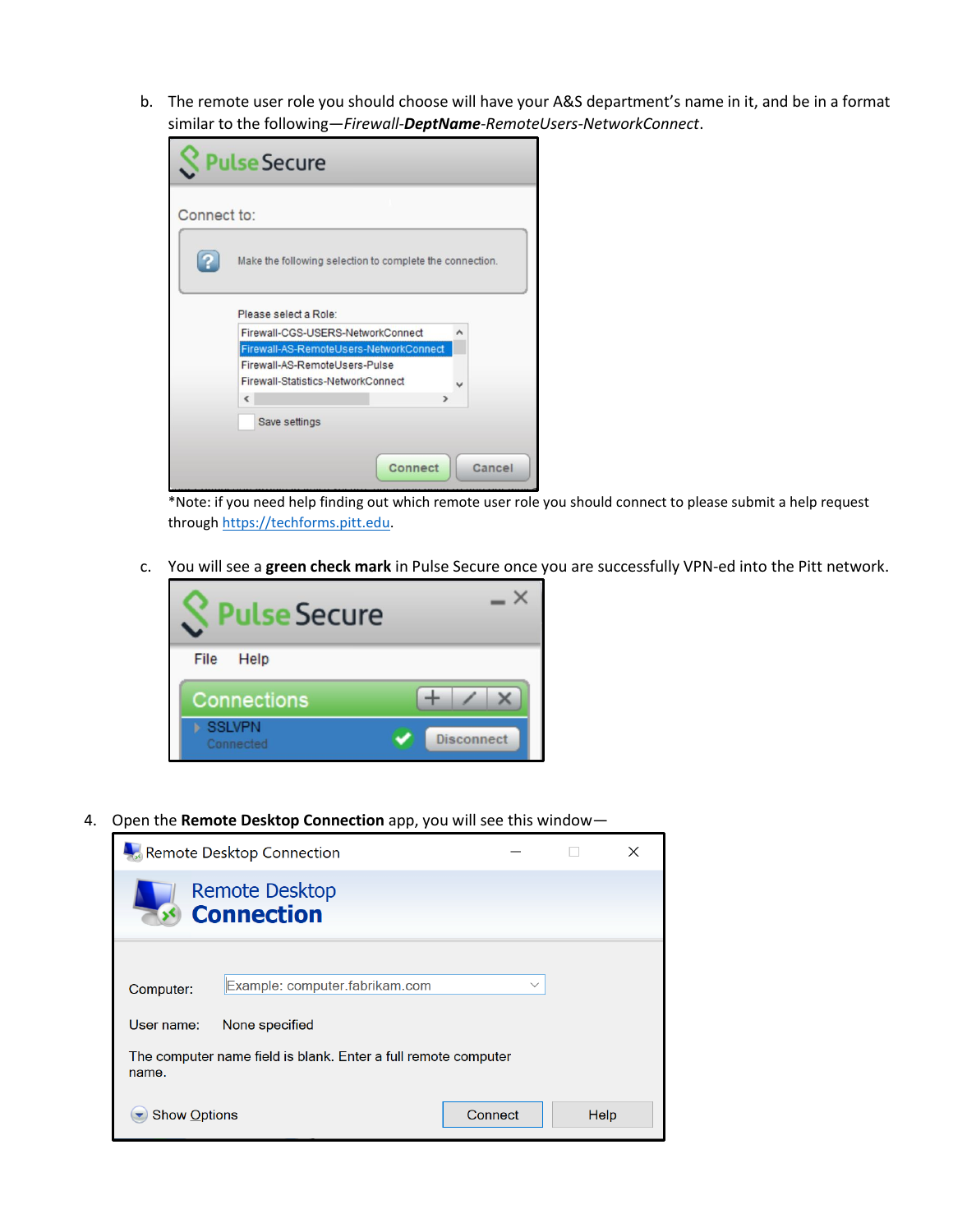b. The remote user role you should choose will have your A&S department's name in it, and be in a format similar to the following—*Firewall-**DeptName**-RemoteUsers-NetworkConnect*.

*Note: if you need help finding out which remote user role you should connect to please submit a help request through https://techforms.pitt.edu.

c. You will see a **green check mark** in Pulse Secure once you are successfully VPN-ed into the Pitt network.

4. Open the **Remote Desktop Connection** app, you will see this window—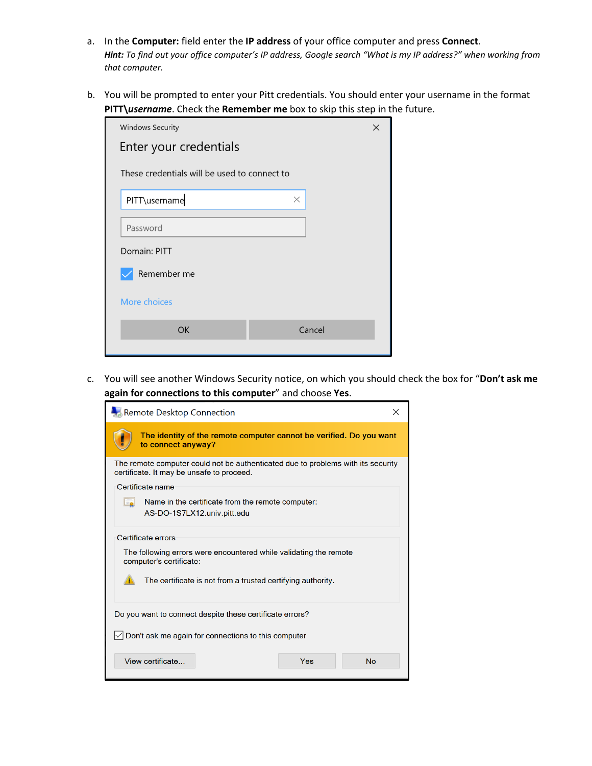a. In the **Computer:** field enter the **IP address** of your office computer and press **Connect**.
*Hint: To find out your office computer's IP address, Google search "What is my IP address?" when working from that computer.*

b. You will be prompted to enter your Pitt credentials. You should enter your username in the format **PITT\\*username***. Check the **Remember me** box to skip this step in the future.

c. You will see another Windows Security notice, on which you should check the box for "**Don't ask me again for connections to this computer**" and choose **Yes**.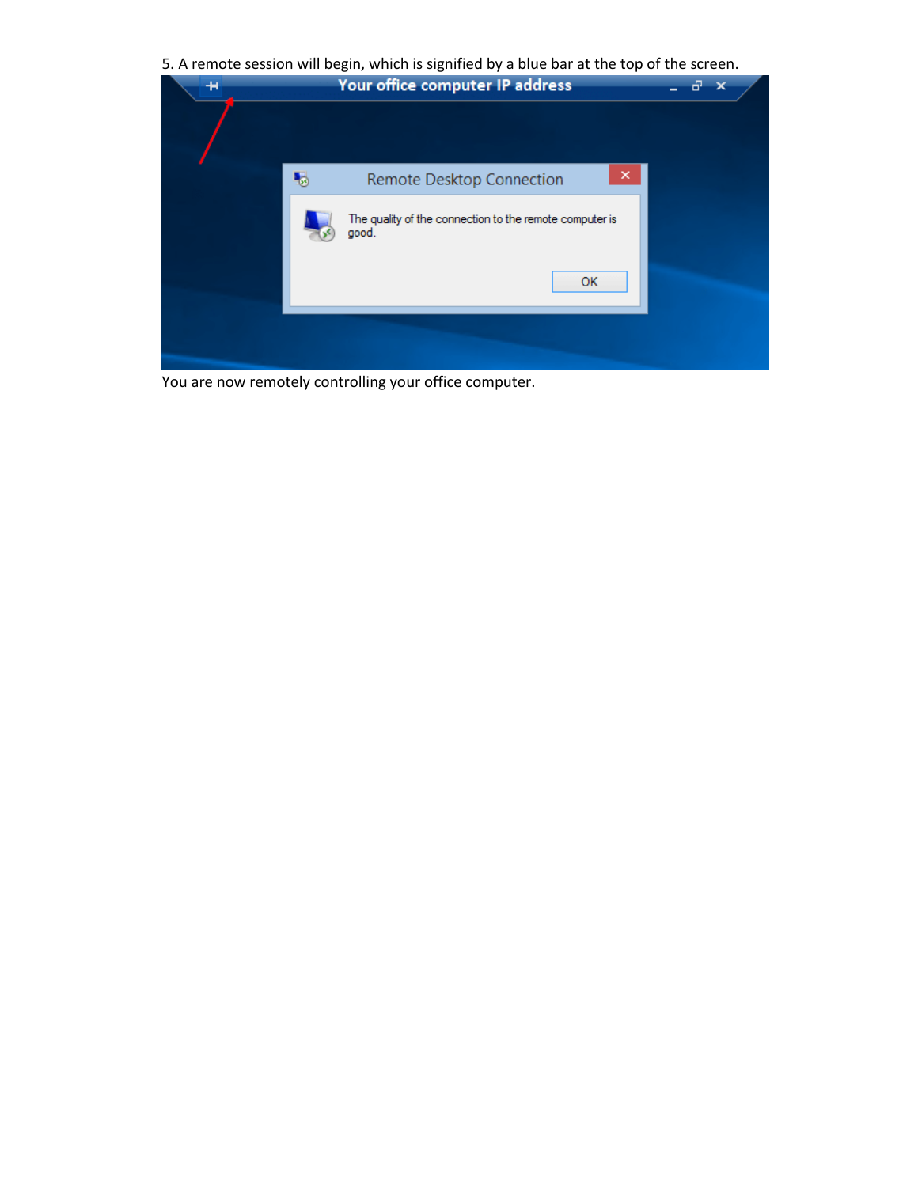5. A remote session will begin, which is signified by a blue bar at the top of the screen.

You are now remotely controlling your office computer.